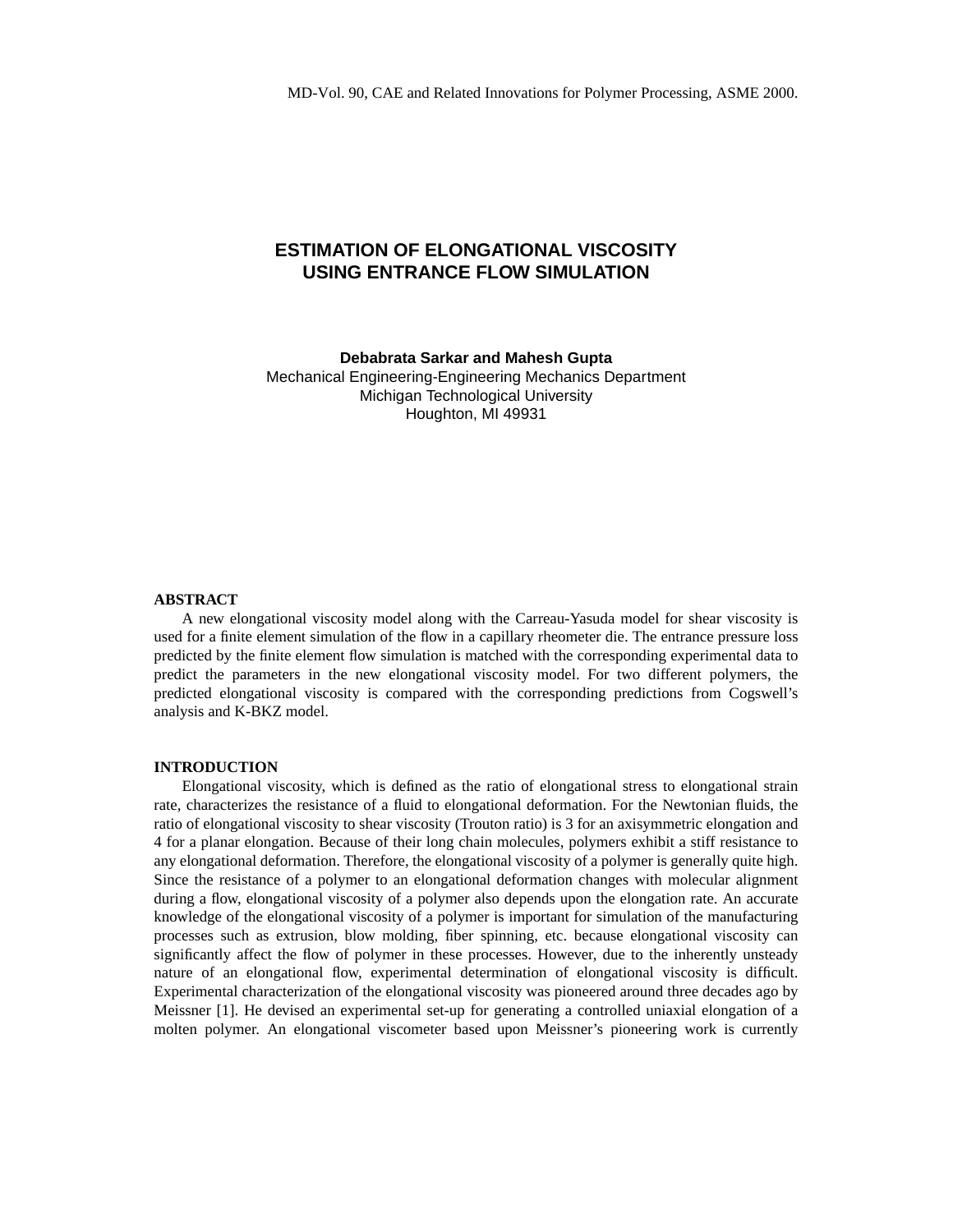MD-Vol. 90, CAE and Related Innovations for Polymer Processing, ASME 2000.

# ESTIMATION OF ELONGATIONAL VISCOSITY USING ENTRANCE FLOW SIMULATION

**Debabrata Sarkar and Mahesh Gupta**
Mechanical Engineering-Engineering Mechanics Department
Michigan Technological University
Houghton, MI 49931

## ABSTRACT

A new elongational viscosity model along with the Carreau-Yasuda model for shear viscosity is used for a finite element simulation of the flow in a capillary rheometer die. The entrance pressure loss predicted by the finite element flow simulation is matched with the corresponding experimental data to predict the parameters in the new elongational viscosity model. For two different polymers, the predicted elongational viscosity is compared with the corresponding predictions from Cogswell's analysis and K-BKZ model.

## INTRODUCTION

Elongational viscosity, which is defined as the ratio of elongational stress to elongational strain rate, characterizes the resistance of a fluid to elongational deformation. For the Newtonian fluids, the ratio of elongational viscosity to shear viscosity (Trouton ratio) is 3 for an axisymmetric elongation and 4 for a planar elongation. Because of their long chain molecules, polymers exhibit a stiff resistance to any elongational deformation. Therefore, the elongational viscosity of a polymer is generally quite high. Since the resistance of a polymer to an elongational deformation changes with molecular alignment during a flow, elongational viscosity of a polymer also depends upon the elongation rate. An accurate knowledge of the elongational viscosity of a polymer is important for simulation of the manufacturing processes such as extrusion, blow molding, fiber spinning, etc. because elongational viscosity can significantly affect the flow of polymer in these processes. However, due to the inherently unsteady nature of an elongational flow, experimental determination of elongational viscosity is difficult. Experimental characterization of the elongational viscosity was pioneered around three decades ago by Meissner [1]. He devised an experimental set-up for generating a controlled uniaxial elongation of a molten polymer. An elongational viscometer based upon Meissner's pioneering work is currently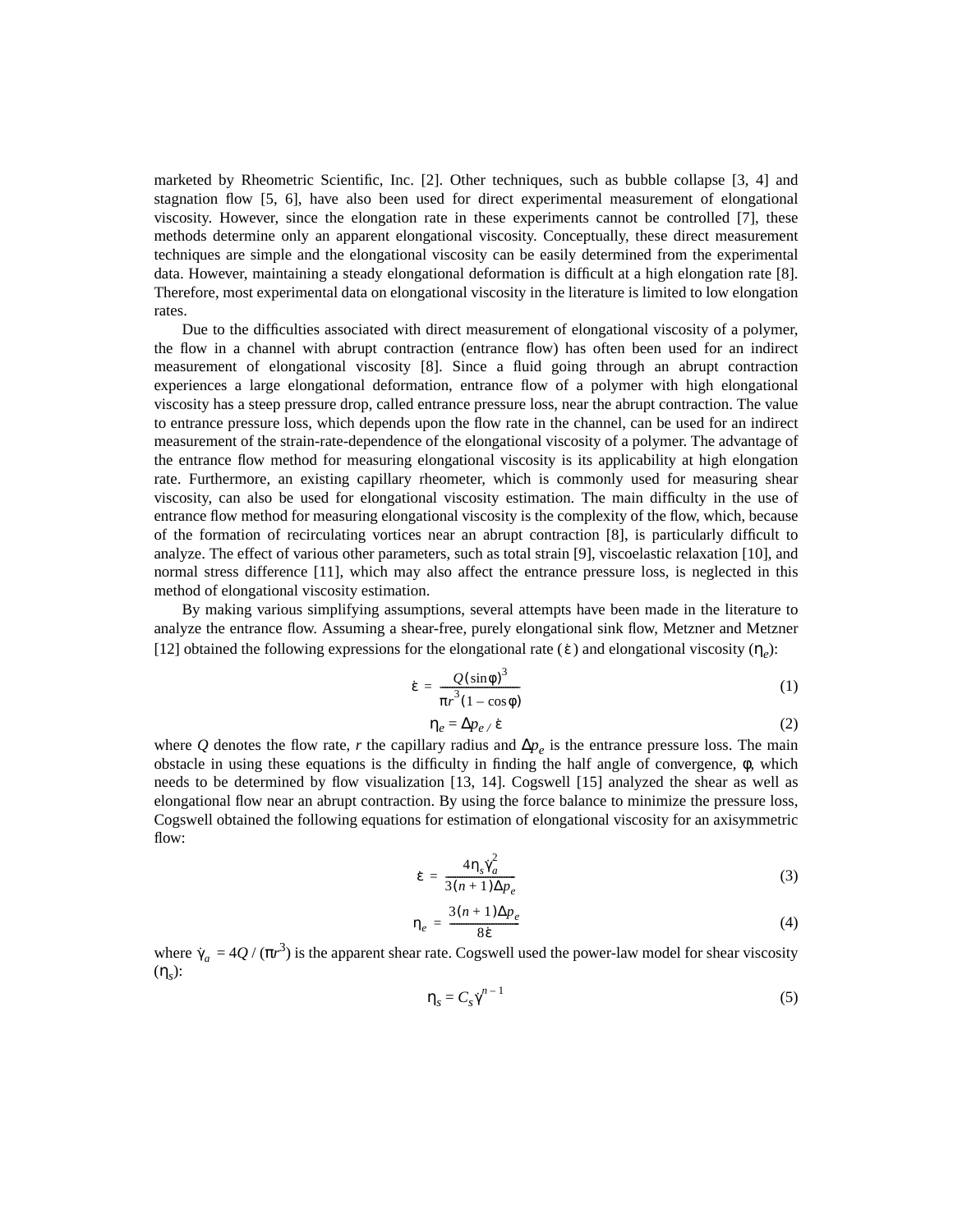marketed by Rheometric Scientific, Inc. [2]. Other techniques, such as bubble collapse [3, 4] and stagnation flow [5, 6], have also been used for direct experimental measurement of elongational viscosity. However, since the elongation rate in these experiments cannot be controlled [7], these methods determine only an apparent elongational viscosity. Conceptually, these direct measurement techniques are simple and the elongational viscosity can be easily determined from the experimental data. However, maintaining a steady elongational deformation is difficult at a high elongation rate [8]. Therefore, most experimental data on elongational viscosity in the literature is limited to low elongation rates.

Due to the difficulties associated with direct measurement of elongational viscosity of a polymer, the flow in a channel with abrupt contraction (entrance flow) has often been used for an indirect measurement of elongational viscosity [8]. Since a fluid going through an abrupt contraction experiences a large elongational deformation, entrance flow of a polymer with high elongational viscosity has a steep pressure drop, called entrance pressure loss, near the abrupt contraction. The value to entrance pressure loss, which depends upon the flow rate in the channel, can be used for an indirect measurement of the strain-rate-dependence of the elongational viscosity of a polymer. The advantage of the entrance flow method for measuring elongational viscosity is its applicability at high elongation rate. Furthermore, an existing capillary rheometer, which is commonly used for measuring shear viscosity, can also be used for elongational viscosity estimation. The main difficulty in the use of entrance flow method for measuring elongational viscosity is the complexity of the flow, which, because of the formation of recirculating vortices near an abrupt contraction [8], is particularly difficult to analyze. The effect of various other parameters, such as total strain [9], viscoelastic relaxation [10], and normal stress difference [11], which may also affect the entrance pressure loss, is neglected in this method of elongational viscosity estimation.

By making various simplifying assumptions, several attempts have been made in the literature to analyze the entrance flow. Assuming a shear-free, purely elongational sink flow, Metzner and Metzner [12] obtained the following expressions for the elongational rate ($\dot{\varepsilon}$) and elongational viscosity ($\eta_e$):

$$\dot{\varepsilon} = \frac{Q(\sin\phi)^3}{\pi r^3(1-\cos\phi)} \tag{1}$$

$$\eta_e = \Delta p_e / \dot{\varepsilon} \tag{2}$$

where $Q$ denotes the flow rate, $r$ the capillary radius and $\Delta p_e$ is the entrance pressure loss. The main obstacle in using these equations is the difficulty in finding the half angle of convergence, $\phi$, which needs to be determined by flow visualization [13, 14]. Cogswell [15] analyzed the shear as well as elongational flow near an abrupt contraction. By using the force balance to minimize the pressure loss, Cogswell obtained the following equations for estimation of elongational viscosity for an axisymmetric flow:

$$\dot{\varepsilon} = \frac{4\eta_s\dot{\gamma}_a^2}{3(n+1)\Delta p_e} \tag{3}$$

$$\eta_e = \frac{3(n+1)\Delta p_e}{8\dot{\varepsilon}} \tag{4}$$

where $\dot{\gamma}_a = 4Q/(\pi r^3)$ is the apparent shear rate. Cogswell used the power-law model for shear viscosity ($\eta_s$):

$$\eta_s = C_s\dot{\gamma}^{n-1} \tag{5}$$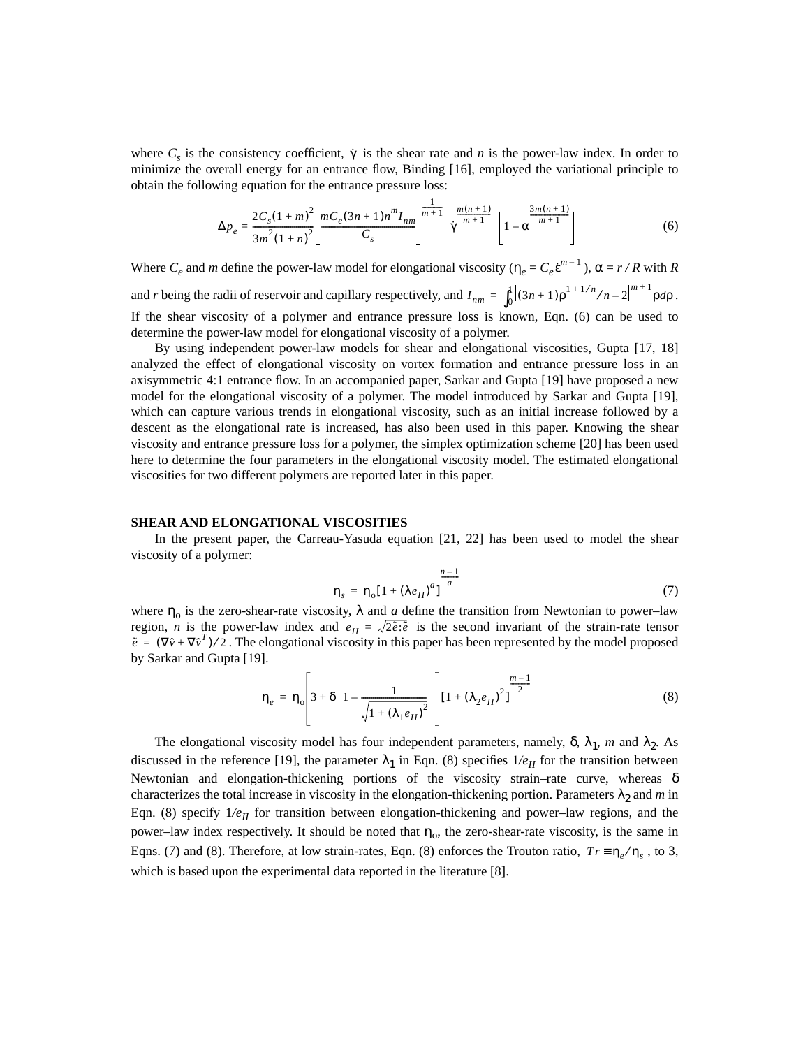where $C_s$ is the consistency coefficient, $\dot{\gamma}$ is the shear rate and $n$ is the power-law index. In order to minimize the overall energy for an entrance flow, Binding [16], employed the variational principle to obtain the following equation for the entrance pressure loss:

$$\Delta p_e = \frac{2C_s(1+m)^2}{3m^2(1+n)^2}\left[\frac{mC_e(3n+1)n^m I_{nm}}{C_s}\right]^{\frac{1}{m+1}} \dot{\gamma}^{\frac{m(n+1)}{m+1}} \left[1 - \alpha^{\frac{3m(n+1)}{m+1}}\right] \tag{6}$$

Where $C_e$ and $m$ define the power-law model for elongational viscosity ($\eta_e = C_e\dot{\varepsilon}^{m-1}$), $\alpha = r/R$ with $R$ and $r$ being the radii of reservoir and capillary respectively, and $I_{nm} = \int_0^1 \left|(3n+1)\rho^{1+1/n}/n - 2\right|^{m+1} \rho d\rho$. If the shear viscosity of a polymer and entrance pressure loss is known, Eqn. (6) can be used to determine the power-law model for elongational viscosity of a polymer.

By using independent power-law models for shear and elongational viscosities, Gupta [17, 18] analyzed the effect of elongational viscosity on vortex formation and entrance pressure loss in an axisymmetric 4:1 entrance flow. In an accompanied paper, Sarkar and Gupta [19] have proposed a new model for the elongational viscosity of a polymer. The model introduced by Sarkar and Gupta [19], which can capture various trends in elongational viscosity, such as an initial increase followed by a descent as the elongational rate is increased, has also been used in this paper. Knowing the shear viscosity and entrance pressure loss for a polymer, the simplex optimization scheme [20] has been used here to determine the four parameters in the elongational viscosity model. The estimated elongational viscosities for two different polymers are reported later in this paper.

## SHEAR AND ELONGATIONAL VISCOSITIES

In the present paper, the Carreau-Yasuda equation [21, 22] has been used to model the shear viscosity of a polymer:

$$\eta_s = \eta_o[1 + (\lambda e_{II})^a]^{\frac{n-1}{a}} \tag{7}$$

where $\eta_o$ is the zero-shear-rate viscosity, $\lambda$ and $a$ define the transition from Newtonian to power–law region, $n$ is the power-law index and $e_{II} = \sqrt{2\tilde{e}:\tilde{e}}$ is the second invariant of the strain-rate tensor $\tilde{e} = (\nabla\hat{v} + \nabla\hat{v}^T)/2$. The elongational viscosity in this paper has been represented by the model proposed by Sarkar and Gupta [19].

$$\eta_e = \eta_o\left[3 + \delta\left(1 - \frac{1}{\sqrt{1 + (\lambda_1 e_{II})^2}}\right)\right][1 + (\lambda_2 e_{II})^2]^{\frac{m-1}{2}} \tag{8}$$

The elongational viscosity model has four independent parameters, namely, $\delta$, $\lambda_1$, $m$ and $\lambda_2$. As discussed in the reference [19], the parameter $\lambda_1$ in Eqn. (8) specifies $1/e_{II}$ for the transition between Newtonian and elongation-thickening portions of the viscosity strain–rate curve, whereas $\delta$ characterizes the total increase in viscosity in the elongation-thickening portion. Parameters $\lambda_2$ and $m$ in Eqn. (8) specify $1/e_{II}$ for transition between elongation-thickening and power–law regions, and the power–law index respectively. It should be noted that $\eta_o$, the zero-shear-rate viscosity, is the same in Eqns. (7) and (8). Therefore, at low strain-rates, Eqn. (8) enforces the Trouton ratio, $Tr \equiv \eta_e/\eta_s$, to 3, which is based upon the experimental data reported in the literature [8].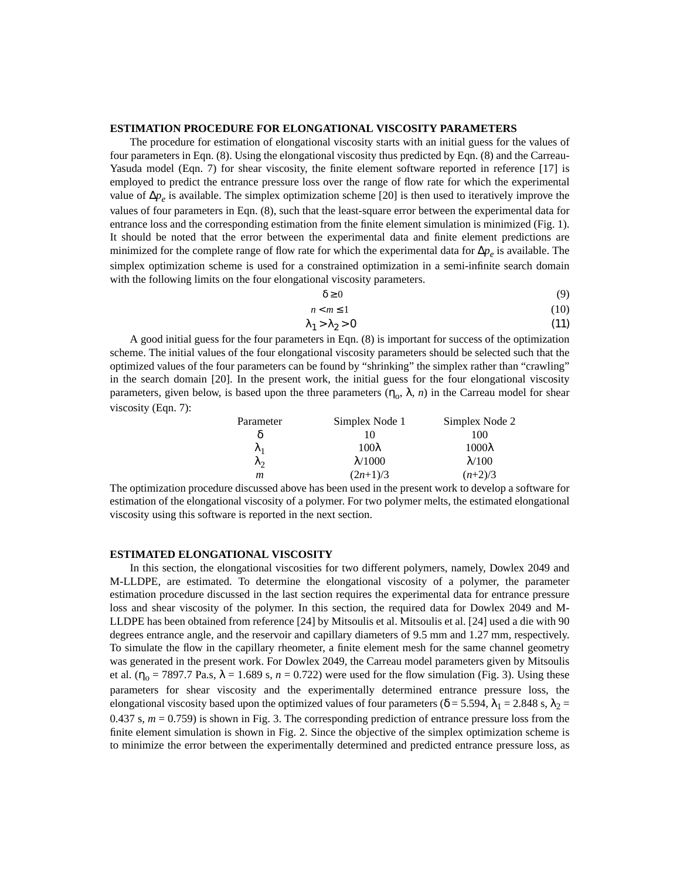## ESTIMATION PROCEDURE FOR ELONGATIONAL VISCOSITY PARAMETERS

The procedure for estimation of elongational viscosity starts with an initial guess for the values of four parameters in Eqn. (8). Using the elongational viscosity thus predicted by Eqn. (8) and the Carreau-Yasuda model (Eqn. 7) for shear viscosity, the finite element software reported in reference [17] is employed to predict the entrance pressure loss over the range of flow rate for which the experimental value of $\Delta p_e$ is available. The simplex optimization scheme [20] is then used to iteratively improve the values of four parameters in Eqn. (8), such that the least-square error between the experimental data for entrance loss and the corresponding estimation from the finite element simulation is minimized (Fig. 1). It should be noted that the error between the experimental data and finite element predictions are minimized for the complete range of flow rate for which the experimental data for $\Delta p_e$ is available. The simplex optimization scheme is used for a constrained optimization in a semi-infinite search domain with the following limits on the four elongational viscosity parameters.

$$\delta \geq 0 \tag{9}$$

$$n < m \leq 1 \tag{10}$$

$$\lambda_1 > \lambda_2 > 0 \tag{11}$$

A good initial guess for the four parameters in Eqn. (8) is important for success of the optimization scheme. The initial values of the four elongational viscosity parameters should be selected such that the optimized values of the four parameters can be found by "shrinking" the simplex rather than "crawling" in the search domain [20]. In the present work, the initial guess for the four elongational viscosity parameters, given below, is based upon the three parameters ($\eta_o$, $\lambda$, $n$) in the Carreau model for shear viscosity (Eqn. 7):

| Parameter | Simplex Node 1 | Simplex Node 2 |
|---|---|---|
| $\delta$ | 10 | 100 |
| $\lambda_1$ | $100\lambda$ | $1000\lambda$ |
| $\lambda_2$ | $\lambda/1000$ | $\lambda/100$ |
| $m$ | $(2n+1)/3$ | $(n+2)/3$ |

The optimization procedure discussed above has been used in the present work to develop a software for estimation of the elongational viscosity of a polymer. For two polymer melts, the estimated elongational viscosity using this software is reported in the next section.

## ESTIMATED ELONGATIONAL VISCOSITY

In this section, the elongational viscosities for two different polymers, namely, Dowlex 2049 and M-LLDPE, are estimated. To determine the elongational viscosity of a polymer, the parameter estimation procedure discussed in the last section requires the experimental data for entrance pressure loss and shear viscosity of the polymer. In this section, the required data for Dowlex 2049 and M-LLDPE has been obtained from reference [24] by Mitsoulis et al. Mitsoulis et al. [24] used a die with 90 degrees entrance angle, and the reservoir and capillary diameters of 9.5 mm and 1.27 mm, respectively. To simulate the flow in the capillary rheometer, a finite element mesh for the same channel geometry was generated in the present work. For Dowlex 2049, the Carreau model parameters given by Mitsoulis et al. ($\eta_o$ = 7897.7 Pa.s, $\lambda$ = 1.689 s, $n$ = 0.722) were used for the flow simulation (Fig. 3). Using these parameters for shear viscosity and the experimentally determined entrance pressure loss, the elongational viscosity based upon the optimized values of four parameters ($\delta$ = 5.594, $\lambda_1$ = 2.848 s, $\lambda_2$ = 0.437 s, $m$ = 0.759) is shown in Fig. 3. The corresponding prediction of entrance pressure loss from the finite element simulation is shown in Fig. 2. Since the objective of the simplex optimization scheme is to minimize the error between the experimentally determined and predicted entrance pressure loss, as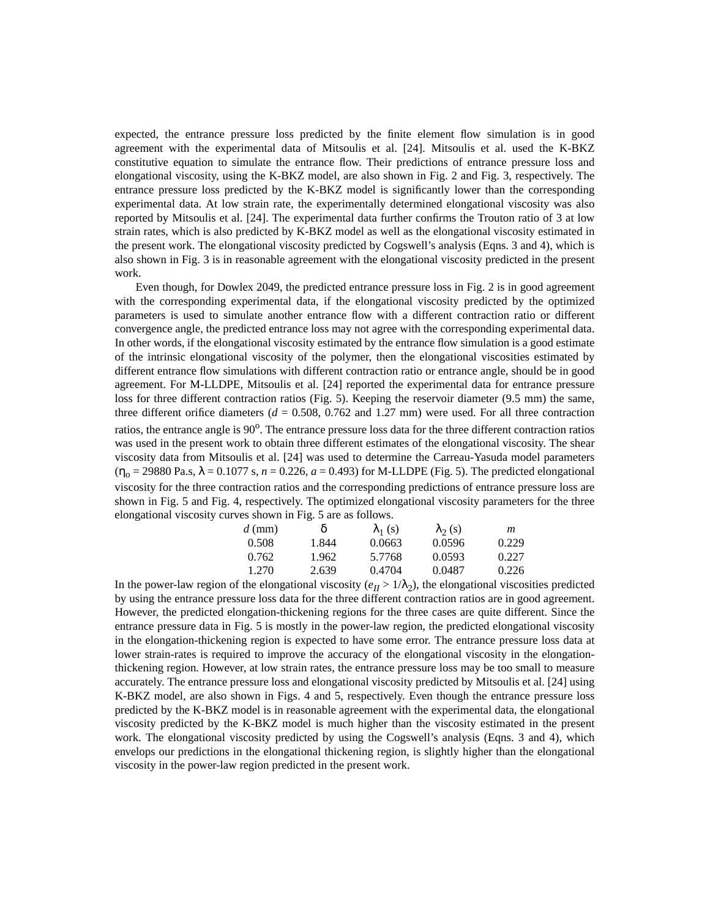expected, the entrance pressure loss predicted by the finite element flow simulation is in good agreement with the experimental data of Mitsoulis et al. [24]. Mitsoulis et al. used the K-BKZ constitutive equation to simulate the entrance flow. Their predictions of entrance pressure loss and elongational viscosity, using the K-BKZ model, are also shown in Fig. 2 and Fig. 3, respectively. The entrance pressure loss predicted by the K-BKZ model is significantly lower than the corresponding experimental data. At low strain rate, the experimentally determined elongational viscosity was also reported by Mitsoulis et al. [24]. The experimental data further confirms the Trouton ratio of 3 at low strain rates, which is also predicted by K-BKZ model as well as the elongational viscosity estimated in the present work. The elongational viscosity predicted by Cogswell's analysis (Eqns. 3 and 4), which is also shown in Fig. 3 is in reasonable agreement with the elongational viscosity predicted in the present work.

Even though, for Dowlex 2049, the predicted entrance pressure loss in Fig. 2 is in good agreement with the corresponding experimental data, if the elongational viscosity predicted by the optimized parameters is used to simulate another entrance flow with a different contraction ratio or different convergence angle, the predicted entrance loss may not agree with the corresponding experimental data. In other words, if the elongational viscosity estimated by the entrance flow simulation is a good estimate of the intrinsic elongational viscosity of the polymer, then the elongational viscosities estimated by different entrance flow simulations with different contraction ratio or entrance angle, should be in good agreement. For M-LLDPE, Mitsoulis et al. [24] reported the experimental data for entrance pressure loss for three different contraction ratios (Fig. 5). Keeping the reservoir diameter (9.5 mm) the same, three different orifice diameters ($d$ = 0.508, 0.762 and 1.27 mm) were used. For all three contraction ratios, the entrance angle is $90^{o}$. The entrance pressure loss data for the three different contraction ratios was used in the present work to obtain three different estimates of the elongational viscosity. The shear viscosity data from Mitsoulis et al. [24] was used to determine the Carreau-Yasuda model parameters ($\eta_o$ = 29880 Pa.s, $\lambda$ = 0.1077 s, $n$ = 0.226, $a$ = 0.493) for M-LLDPE (Fig. 5). The predicted elongational viscosity for the three contraction ratios and the corresponding predictions of entrance pressure loss are shown in Fig. 5 and Fig. 4, respectively. The optimized elongational viscosity parameters for the three elongational viscosity curves shown in Fig. 5 are as follows.

| $d$ (mm) | $\delta$ | $\lambda_1$ (s) | $\lambda_2$ (s) | $m$ |
|---|---|---|---|---|
| 0.508 | 1.844 | 0.0663 | 0.0596 | 0.229 |
| 0.762 | 1.962 | 5.7768 | 0.0593 | 0.227 |
| 1.270 | 2.639 | 0.4704 | 0.0487 | 0.226 |

In the power-law region of the elongational viscosity ($e_{II} > 1/\lambda_2$), the elongational viscosities predicted by using the entrance pressure loss data for the three different contraction ratios are in good agreement. However, the predicted elongation-thickening regions for the three cases are quite different. Since the entrance pressure data in Fig. 5 is mostly in the power-law region, the predicted elongational viscosity in the elongation-thickening region is expected to have some error. The entrance pressure loss data at lower strain-rates is required to improve the accuracy of the elongational viscosity in the elongation-thickening region. However, at low strain rates, the entrance pressure loss may be too small to measure accurately. The entrance pressure loss and elongational viscosity predicted by Mitsoulis et al. [24] using K-BKZ model, are also shown in Figs. 4 and 5, respectively. Even though the entrance pressure loss predicted by the K-BKZ model is in reasonable agreement with the experimental data, the elongational viscosity predicted by the K-BKZ model is much higher than the viscosity estimated in the present work. The elongational viscosity predicted by using the Cogswell's analysis (Eqns. 3 and 4), which envelops our predictions in the elongational thickening region, is slightly higher than the elongational viscosity in the power-law region predicted in the present work.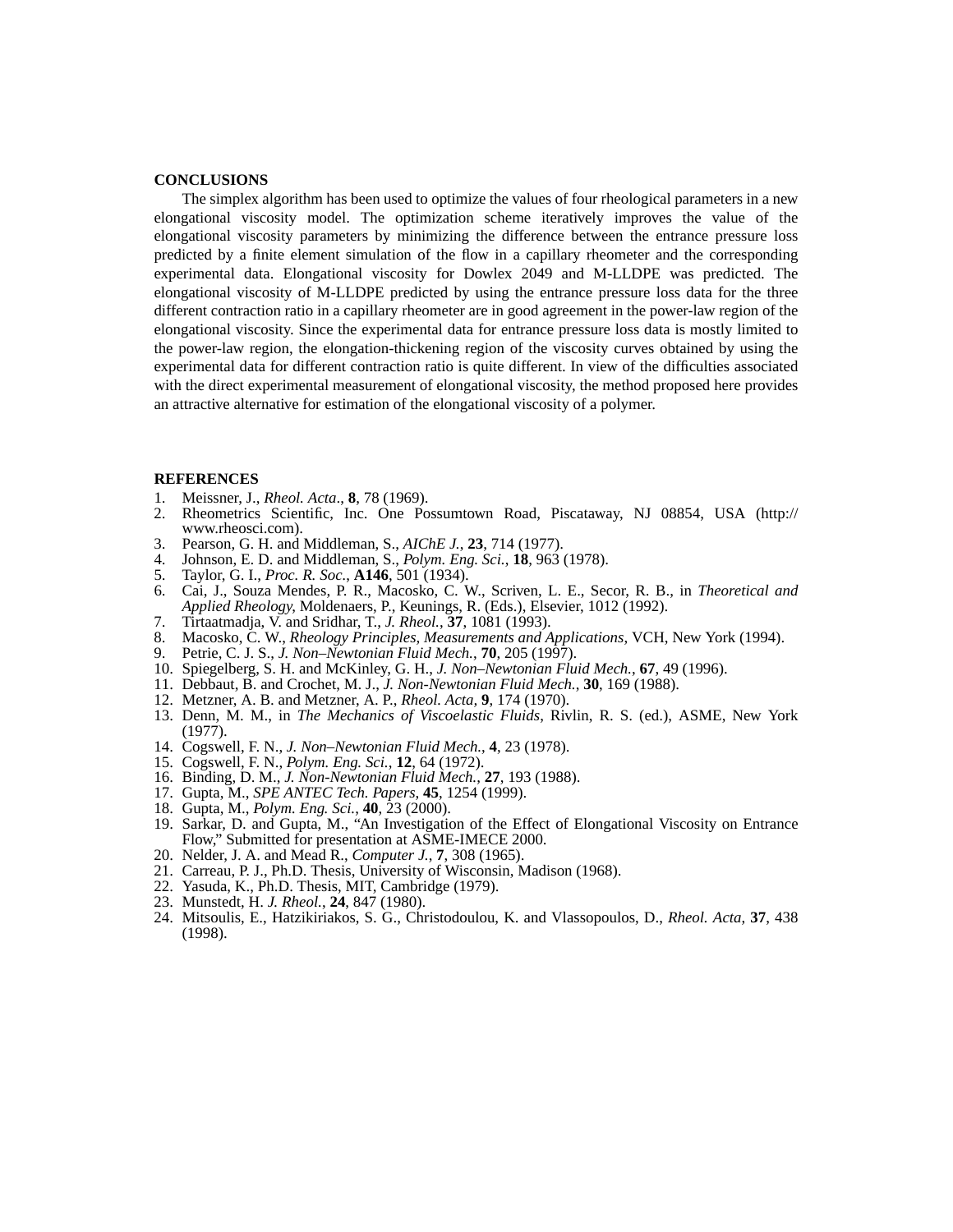## CONCLUSIONS

The simplex algorithm has been used to optimize the values of four rheological parameters in a new elongational viscosity model. The optimization scheme iteratively improves the value of the elongational viscosity parameters by minimizing the difference between the entrance pressure loss predicted by a finite element simulation of the flow in a capillary rheometer and the corresponding experimental data. Elongational viscosity for Dowlex 2049 and M-LLDPE was predicted. The elongational viscosity of M-LLDPE predicted by using the entrance pressure loss data for the three different contraction ratio in a capillary rheometer are in good agreement in the power-law region of the elongational viscosity. Since the experimental data for entrance pressure loss data is mostly limited to the power-law region, the elongation-thickening region of the viscosity curves obtained by using the experimental data for different contraction ratio is quite different. In view of the difficulties associated with the direct experimental measurement of elongational viscosity, the method proposed here provides an attractive alternative for estimation of the elongational viscosity of a polymer.

## REFERENCES

1. Meissner, J., *Rheol. Acta*., **8**, 78 (1969).
2. Rheometrics Scientific, Inc. One Possumtown Road, Piscataway, NJ 08854, USA (http://www.rheosci.com).
3. Pearson, G. H. and Middleman, S., *AIChE J.*, **23**, 714 (1977).
4. Johnson, E. D. and Middleman, S., *Polym. Eng. Sci.*, **18**, 963 (1978).
5. Taylor, G. I., *Proc. R. Soc.*, **A146**, 501 (1934).
6. Cai, J., Souza Mendes, P. R., Macosko, C. W., Scriven, L. E., Secor, R. B., in *Theoretical and Applied Rheology*, Moldenaers, P., Keunings, R. (Eds.), Elsevier, 1012 (1992).
7. Tirtaatmadja, V. and Sridhar, T., *J. Rheol.*, **37**, 1081 (1993).
8. Macosko, C. W., *Rheology Principles, Measurements and Applications*, VCH, New York (1994).
9. Petrie, C. J. S., *J. Non–Newtonian Fluid Mech.*, **70**, 205 (1997).
10. Spiegelberg, S. H. and McKinley, G. H., *J. Non–Newtonian Fluid Mech.*, **67**, 49 (1996).
11. Debbaut, B. and Crochet, M. J., *J. Non-Newtonian Fluid Mech.*, **30**, 169 (1988).
12. Metzner, A. B. and Metzner, A. P., *Rheol. Acta*, **9**, 174 (1970).
13. Denn, M. M., in *The Mechanics of Viscoelastic Fluids*, Rivlin, R. S. (ed.), ASME, New York (1977).
14. Cogswell, F. N., *J. Non–Newtonian Fluid Mech.*, **4**, 23 (1978).
15. Cogswell, F. N., *Polym. Eng. Sci.*, **12**, 64 (1972).
16. Binding, D. M., *J. Non-Newtonian Fluid Mech.*, **27**, 193 (1988).
17. Gupta, M., *SPE ANTEC Tech. Papers*, **45**, 1254 (1999).
18. Gupta, M., *Polym. Eng. Sci.*, **40**, 23 (2000).
19. Sarkar, D. and Gupta, M., "An Investigation of the Effect of Elongational Viscosity on Entrance Flow," Submitted for presentation at ASME-IMECE 2000.
20. Nelder, J. A. and Mead R., *Computer J.*, **7**, 308 (1965).
21. Carreau, P. J., Ph.D. Thesis, University of Wisconsin, Madison (1968).
22. Yasuda, K., Ph.D. Thesis, MIT, Cambridge (1979).
23. Munstedt, H. *J. Rheol.*, **24**, 847 (1980).
24. Mitsoulis, E., Hatzikiriakos, S. G., Christodoulou, K. and Vlassopoulos, D., *Rheol. Acta*, **37**, 438 (1998).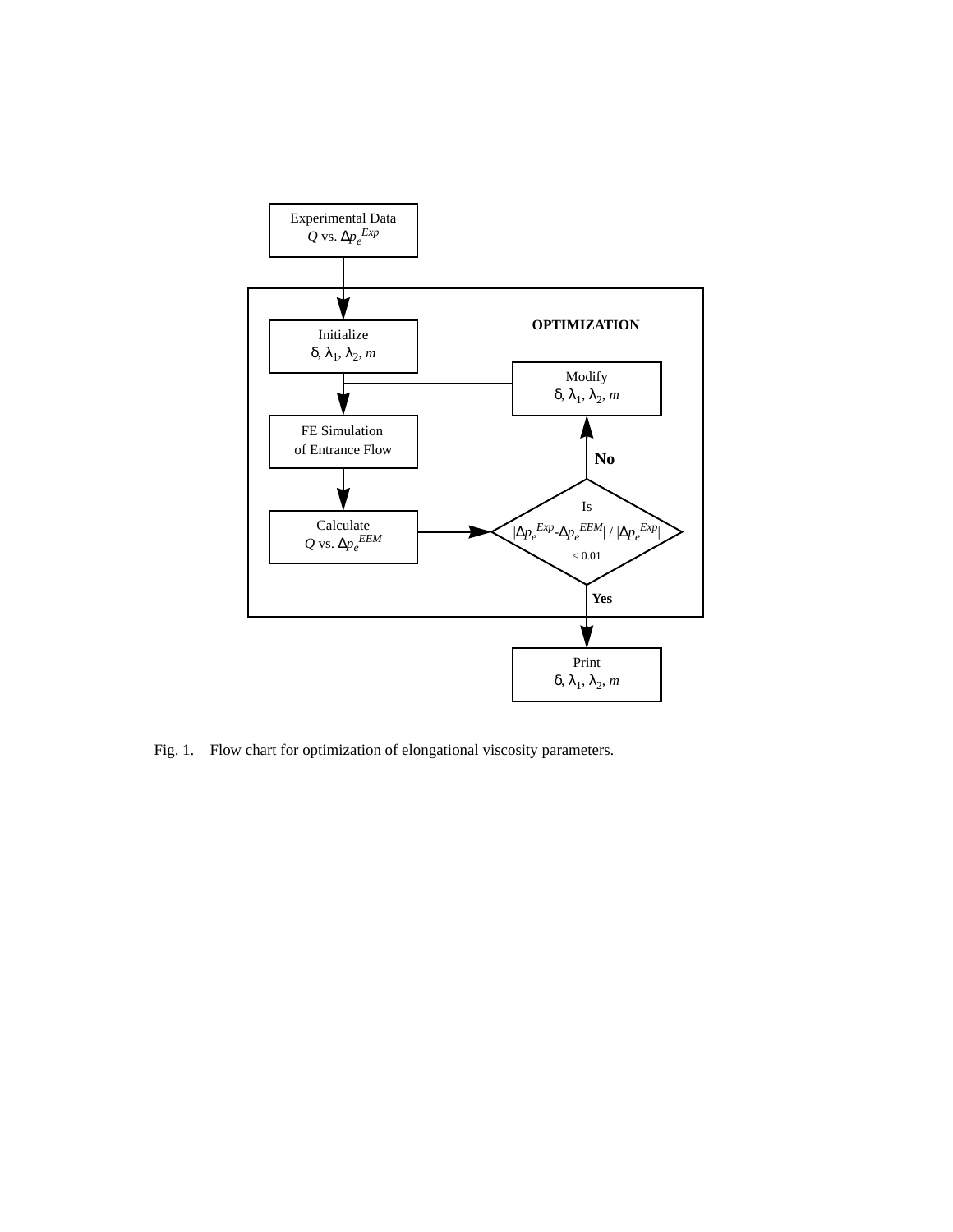Experimental Data
$Q$ vs. $\Delta p_e^{Exp}$

**OPTIMIZATION**

Initialize
$\delta, \lambda_1, \lambda_2, m$

Modify
$\delta, \lambda_1, \lambda_2, m$

FE Simulation
of Entrance Flow

**No**

Calculate
$Q$ vs. $\Delta p_e^{EEM}$

Is
$|\Delta p_e^{Exp} - \Delta p_e^{EEM}| \, / \, |\Delta p_e^{Exp}| < 0.01$

**Yes**

Print
$\delta, \lambda_1, \lambda_2, m$

Fig. 1. Flow chart for optimization of elongational viscosity parameters.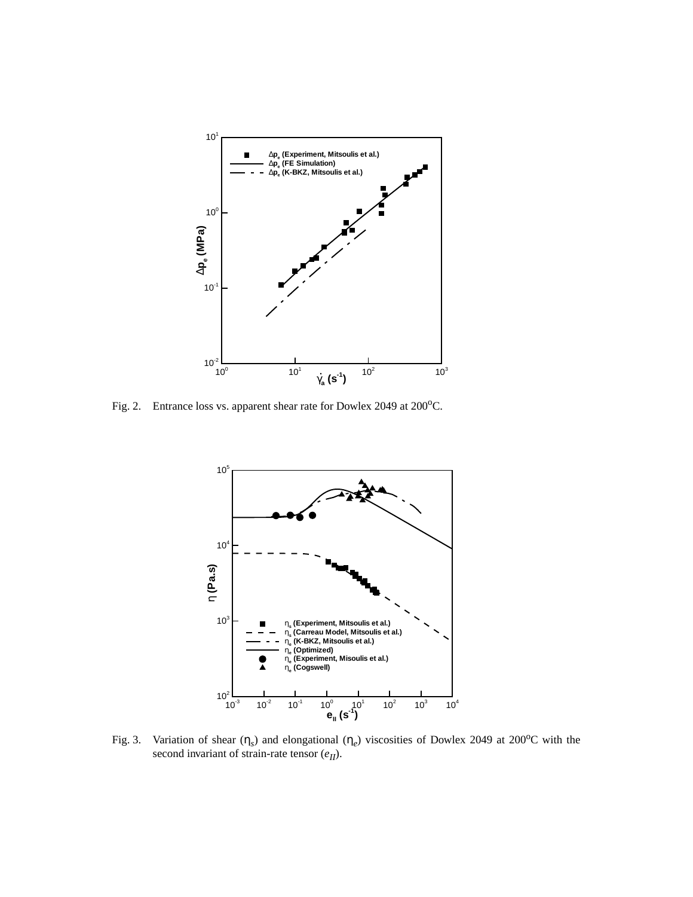Fig. 2. Entrance loss vs. apparent shear rate for Dowlex 2049 at 200°C.

Fig. 3. Variation of shear ($\eta_s$) and elongational ($\eta_e$) viscosities of Dowlex 2049 at 200°C with the second invariant of strain-rate tensor ($e_{II}$).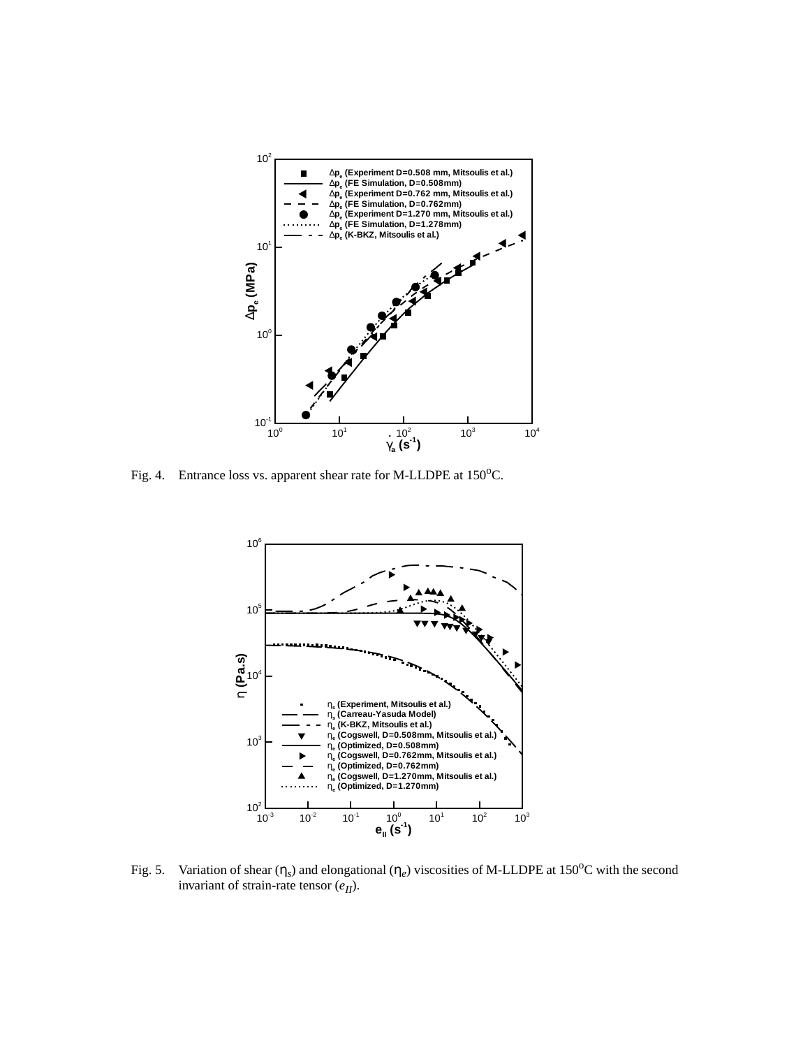$10^2$

$\Delta p_e$ (Experiment D=0.508 mm, Mitsoulis et al.)
$\Delta p_e$ (FE Simulation, D=0.508mm)
$\Delta p_e$ (Experiment D=0.762 mm, Mitsoulis et al.)
$\Delta p_e$ (FE Simulation, D=0.762mm)
$\Delta p_e$ (Experiment D=1.270 mm, Mitsoulis et al.)
$\Delta p_e$ (FE Simulation, D=1.278mm)
$\Delta p_e$ (K-BKZ, Mitsoulis et al.)

$10^1$

$\Delta p_e$ (MPa)

$10^0$

$10^{-1}$

$10^0$ $10^1$ $10^2$ $10^3$ $10^4$

$\dot{\gamma}_a$ ($s^{-1}$)

Fig. 4. Entrance loss vs. apparent shear rate for M-LLDPE at 150$^o$C.

$10^6$

$10^5$

$\eta$ (Pa.s) $10^4$

$\eta_s$ (Experiment, Mitsoulis et al.)
$\eta_s$ (Carreau-Yasuda Model)
$\eta_e$ (K-BKZ, Mitsoulis et al.)
$\eta_e$ (Cogswell, D=0.508mm, Mitsoulis et al.)
$\eta_e$ (Optimized, D=0.508mm)
$\eta_e$ (Cogswell, D=0.762mm, Mitsoulis et al.)
$\eta_e$ (Optimized, D=0.762mm)
$\eta_e$ (Cogswell, D=1.270mm, Mitsoulis et al.)
$\eta_e$ (Optimized, D=1.270mm)

$10^3$

$10^2$

$10^{-3}$ $10^{-2}$ $10^{-1}$ $10^0$ $10^1$ $10^2$ $10^3$

$e_{II}$ ($s^{-1}$)

Fig. 5. Variation of shear ($\eta_s$) and elongational ($\eta_e$) viscosities of M-LLDPE at 150$^o$C with the second invariant of strain-rate tensor ($e_{II}$).